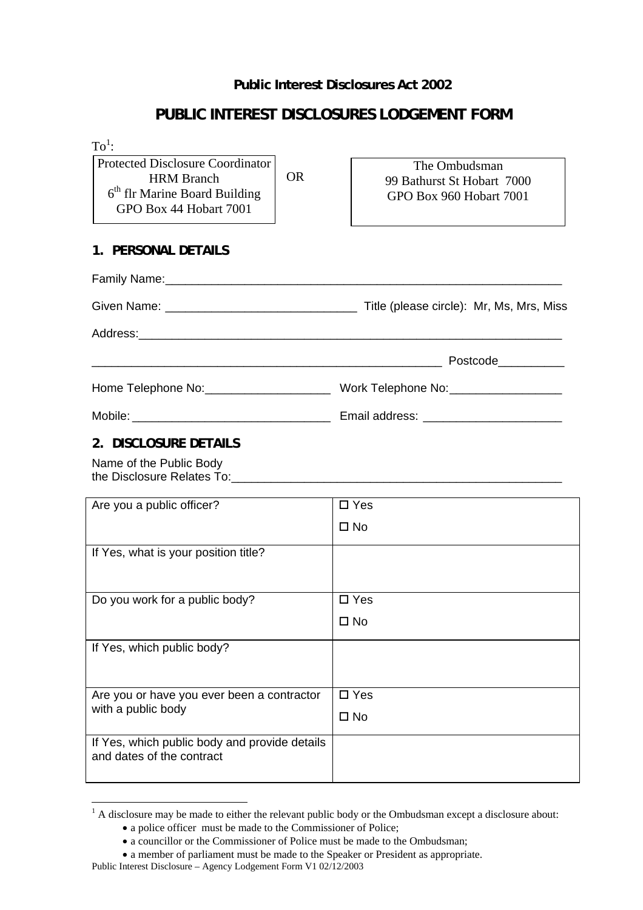**Public Interest Disclosures Act 2002**

# PUBLIC INTEREST DISCLOSURES LODGEMENT FORM

To[1]:

| Protected Disclosure Coordinator<br>HRM Branch<br>6th flr Marine Board Building<br>GPO Box 44 Hobart 7001 | OR | The Ombudsman<br>99 Bathurst St Hobart 7000<br>GPO Box 960 Hobart 7001 |
|---|---|---|

## 1. PERSONAL DETAILS

Family Name:_______________________________________________________________

Given Name: _____________________________ Title (please circle): Mr, Ms, Mrs, Miss

Address:___________________________________________________________________

______________________________________________________ Postcode__________

Home Telephone No:___________________ Work Telephone No:_________________

Mobile: ______________________________ Email address: _____________________

## 2. DISCLOSURE DETAILS

Name of the Public Body the Disclosure Relates To:__________________________________________________

| | |
|---|---|
| Are you a public officer? | ☐ Yes<br>☐ No |
| If Yes, what is your position title? | |
| Do you work for a public body? | ☐ Yes<br>☐ No |
| If Yes, which public body? | |
| Are you or have you ever been a contractor with a public body | ☐ Yes<br>☐ No |
| If Yes, which public body and provide details and dates of the contract | |

[1] A disclosure may be made to either the relevant public body or the Ombudsman except a disclosure about:

- a police officer must be made to the Commissioner of Police;
- a councillor or the Commissioner of Police must be made to the Ombudsman;
- a member of parliament must be made to the Speaker or President as appropriate.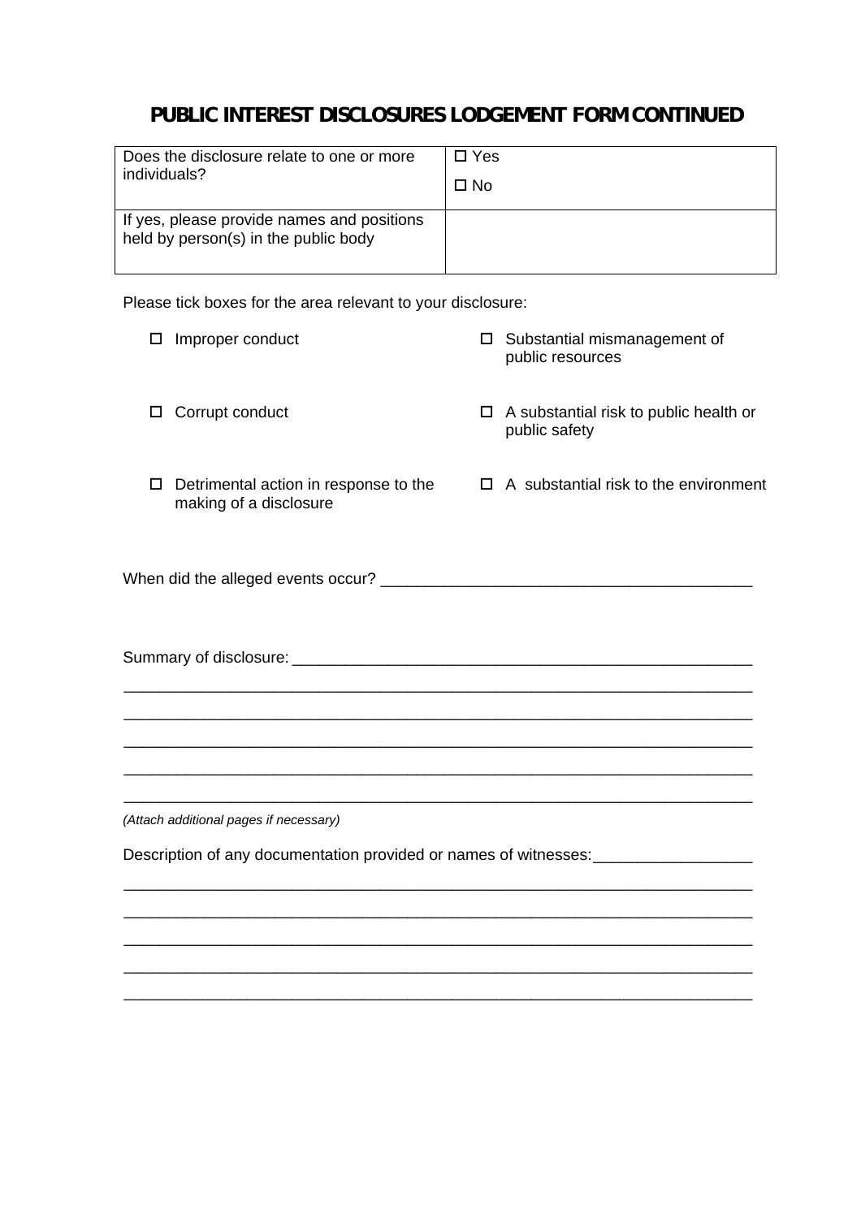# PUBLIC INTEREST DISCLOSURES LODGEMENT FORM CONTINUED

| Does the disclosure relate to one or more individuals? | ☐ Yes<br>☐ No |
|---|---|
| If yes, please provide names and positions held by person(s) in the public body | |

Please tick boxes for the area relevant to your disclosure:

- ☐ Improper conduct
- ☐ Corrupt conduct
- ☐ Detrimental action in response to the making of a disclosure
- ☐ Substantial mismanagement of public resources
- ☐ A substantial risk to public health or public safety
- ☐ A substantial risk to the environment

When did the alleged events occur? ___________________________________________

Summary of disclosure: _____________________________________________________

_______________________________________________________________________

_______________________________________________________________________

_______________________________________________________________________

_______________________________________________________________________

_______________________________________________________________________

*(Attach additional pages if necessary)*

Description of any documentation provided or names of witnesses:_________________

_______________________________________________________________________

_______________________________________________________________________

_______________________________________________________________________

_______________________________________________________________________

_______________________________________________________________________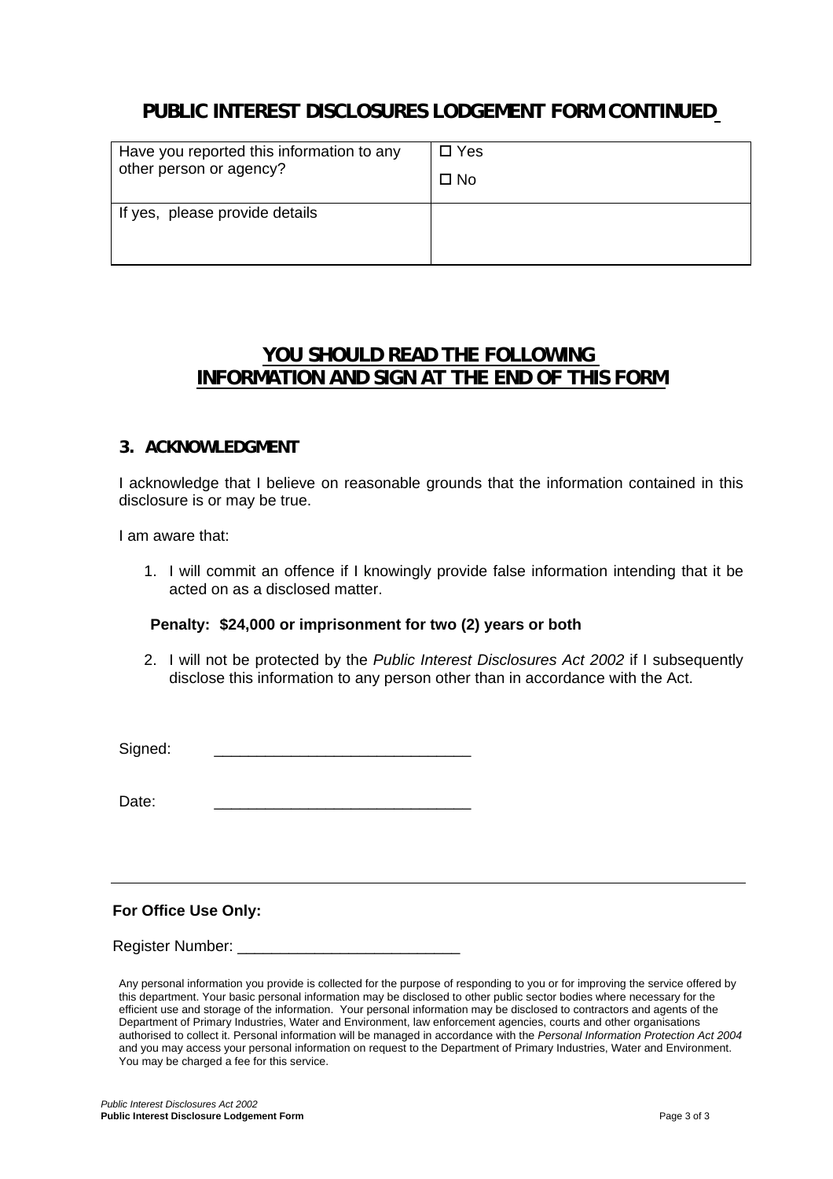## PUBLIC INTEREST DISCLOSURES LODGEMENT FORM CONTINUED

| | |
|---|---|
| Have you reported this information to any other person or agency? | ☐ Yes<br>☐ No |
| If yes, please provide details | |

## YOU SHOULD READ THE FOLLOWING INFORMATION AND SIGN AT THE END OF THIS FORM

### 3. ACKNOWLEDGMENT

I acknowledge that I believe on reasonable grounds that the information contained in this disclosure is or may be true.

I am aware that:

1. I will commit an offence if I knowingly provide false information intending that it be acted on as a disclosed matter.

   **Penalty: $24,000 or imprisonment for two (2) years or both**

2. I will not be protected by the *Public Interest Disclosures Act 2002* if I subsequently disclose this information to any person other than in accordance with the Act.

Signed: ______________________________

Date: ______________________________

---

**For Office Use Only:**

Register Number: __________________________

Any personal information you provide is collected for the purpose of responding to you or for improving the service offered by this department. Your basic personal information may be disclosed to other public sector bodies where necessary for the efficient use and storage of the information. Your personal information may be disclosed to contractors and agents of the Department of Primary Industries, Water and Environment, law enforcement agencies, courts and other organisations authorised to collect it. Personal information will be managed in accordance with the *Personal Information Protection Act 2004* and you may access your personal information on request to the Department of Primary Industries, Water and Environment. You may be charged a fee for this service.